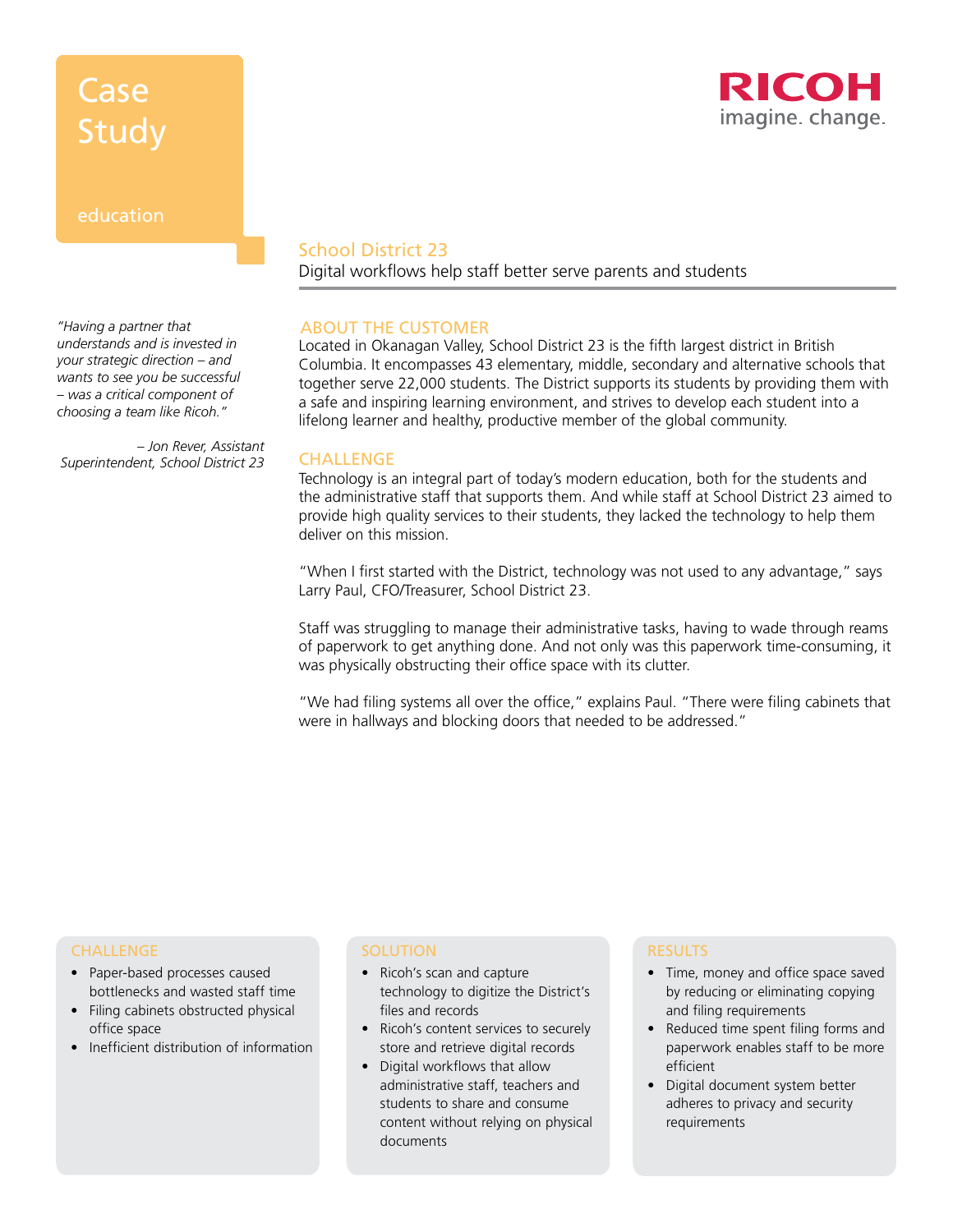# Case Study

education

RICOH
imagine. change.

## School District 23

Digital workflows help staff better serve parents and students

*"Having a partner that understands and is invested in your strategic direction – and wants to see you be successful – was a critical component of choosing a team like Ricoh."*

*– Jon Rever, Assistant Superintendent, School District 23*

### ABOUT THE CUSTOMER

Located in Okanagan Valley, School District 23 is the fifth largest district in British Columbia. It encompasses 43 elementary, middle, secondary and alternative schools that together serve 22,000 students. The District supports its students by providing them with a safe and inspiring learning environment, and strives to develop each student into a lifelong learner and healthy, productive member of the global community.

### CHALLENGE

Technology is an integral part of today's modern education, both for the students and the administrative staff that supports them. And while staff at School District 23 aimed to provide high quality services to their students, they lacked the technology to help them deliver on this mission.

"When I first started with the District, technology was not used to any advantage," says Larry Paul, CFO/Treasurer, School District 23.

Staff was struggling to manage their administrative tasks, having to wade through reams of paperwork to get anything done. And not only was this paperwork time-consuming, it was physically obstructing their office space with its clutter.

"We had filing systems all over the office," explains Paul. "There were filing cabinets that were in hallways and blocking doors that needed to be addressed."

#### CHALLENGE

- Paper-based processes caused bottlenecks and wasted staff time
- Filing cabinets obstructed physical office space
- Inefficient distribution of information

#### SOLUTION

- Ricoh's scan and capture technology to digitize the District's files and records
- Ricoh's content services to securely store and retrieve digital records
- Digital workflows that allow administrative staff, teachers and students to share and consume content without relying on physical documents

#### RESULTS

- Time, money and office space saved by reducing or eliminating copying and filing requirements
- Reduced time spent filing forms and paperwork enables staff to be more efficient
- Digital document system better adheres to privacy and security requirements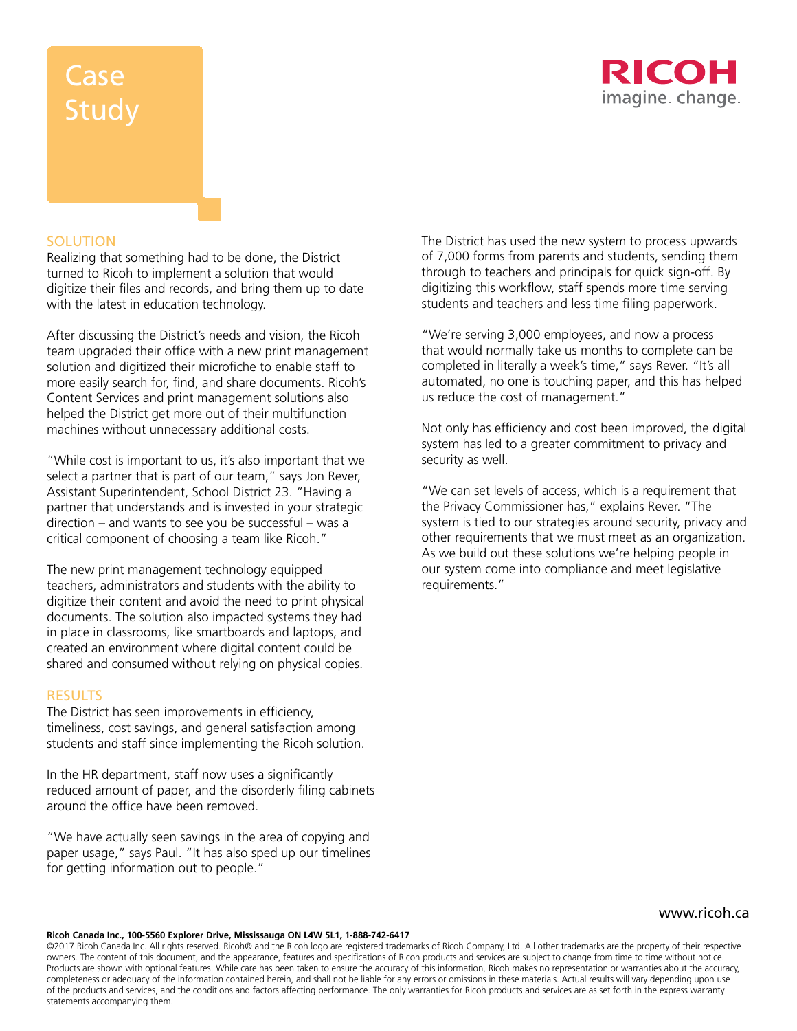# Case Study

RICOH
imagine. change.

## SOLUTION

Realizing that something had to be done, the District turned to Ricoh to implement a solution that would digitize their files and records, and bring them up to date with the latest in education technology.

After discussing the District's needs and vision, the Ricoh team upgraded their office with a new print management solution and digitized their microfiche to enable staff to more easily search for, find, and share documents. Ricoh's Content Services and print management solutions also helped the District get more out of their multifunction machines without unnecessary additional costs.

"While cost is important to us, it's also important that we select a partner that is part of our team," says Jon Rever, Assistant Superintendent, School District 23. "Having a partner that understands and is invested in your strategic direction – and wants to see you be successful – was a critical component of choosing a team like Ricoh."

The new print management technology equipped teachers, administrators and students with the ability to digitize their content and avoid the need to print physical documents. The solution also impacted systems they had in place in classrooms, like smartboards and laptops, and created an environment where digital content could be shared and consumed without relying on physical copies.

## RESULTS

The District has seen improvements in efficiency, timeliness, cost savings, and general satisfaction among students and staff since implementing the Ricoh solution.

In the HR department, staff now uses a significantly reduced amount of paper, and the disorderly filing cabinets around the office have been removed.

"We have actually seen savings in the area of copying and paper usage," says Paul. "It has also sped up our timelines for getting information out to people."

The District has used the new system to process upwards of 7,000 forms from parents and students, sending them through to teachers and principals for quick sign-off. By digitizing this workflow, staff spends more time serving students and teachers and less time filing paperwork.

"We're serving 3,000 employees, and now a process that would normally take us months to complete can be completed in literally a week's time," says Rever. "It's all automated, no one is touching paper, and this has helped us reduce the cost of management."

Not only has efficiency and cost been improved, the digital system has led to a greater commitment to privacy and security as well.

"We can set levels of access, which is a requirement that the Privacy Commissioner has," explains Rever. "The system is tied to our strategies around security, privacy and other requirements that we must meet as an organization. As we build out these solutions we're helping people in our system come into compliance and meet legislative requirements."

www.ricoh.ca

**Ricoh Canada Inc., 100-5560 Explorer Drive, Mississauga ON L4W 5L1, 1-888-742-6417**

©2017 Ricoh Canada Inc. All rights reserved. Ricoh® and the Ricoh logo are registered trademarks of Ricoh Company, Ltd. All other trademarks are the property of their respective owners. The content of this document, and the appearance, features and specifications of Ricoh products and services are subject to change from time to time without notice. Products are shown with optional features. While care has been taken to ensure the accuracy of this information, Ricoh makes no representation or warranties about the accuracy, completeness or adequacy of the information contained herein, and shall not be liable for any errors or omissions in these materials. Actual results will vary depending upon use of the products and services, and the conditions and factors affecting performance. The only warranties for Ricoh products and services are as set forth in the express warranty statements accompanying them.